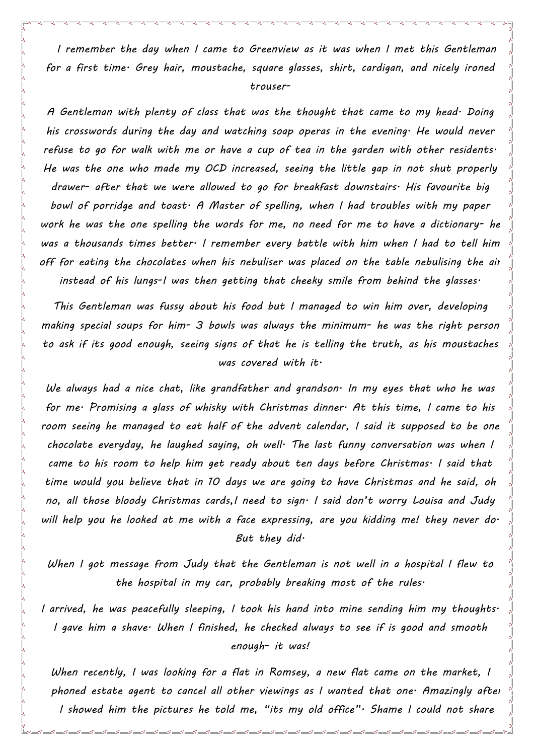*I remember the day when I came to Greenview as it was when I met this Gentleman for a first time· Grey hair, moustache, square glasses, shirt, cardigan, and nicely ironed trouser-*

*A Gentleman with plenty of class that was the thought that came to my head· Doing his crosswords during the day and watching soap operas in the evening· He would never refuse to go for walk with me or have a cup of tea in the garden with other residents· He was the one who made my OCD increased, seeing the little gap in not shut properly drawer- after that we were allowed to go for breakfast downstairs· His favourite big bowl of porridge and toast· A Master of spelling, when I had troubles with my paper work he was the one spelling the words for me, no need for me to have a dictionary- he was a thousands times better· I remember every battle with him when I had to tell him off for eating the chocolates when his nebuliser was placed on the table nebulising the air instead of his lungs-I was then getting that cheeky smile from behind the glasses·*

*This Gentleman was fussy about his food but I managed to win him over, developing making special soups for him- 3 bowls was always the minimum- he was the right person to ask if its good enough, seeing signs of that he is telling the truth, as his moustaches was covered with it·*

*We always had a nice chat, like grandfather and grandson· In my eyes that who he was for me· Promising a glass of whisky with Christmas dinner· At this time, I came to his room seeing he managed to eat half of the advent calendar, I said it supposed to be one chocolate everyday, he laughed saying, oh well· The last funny conversation was when I came to his room to help him get ready about ten days before Christmas· I said that time would you believe that in 10 days we are going to have Christmas and he said, oh no, all those bloody Christmas cards,I need to sign· I said don't worry Louisa and Judy will help you he looked at me with a face expressing, are you kidding me! they never do· But they did·*

*When I got message from Judy that the Gentleman is not well in a hospital I flew to the hospital in my car, probably breaking most of the rules·*

*I arrived, he was peacefully sleeping, I took his hand into mine sending him my thoughts· I gave him a shave· When I finished, he checked always to see if is good and smooth enough- it was!*

*When recently, I was looking for a flat in Romsey, a new flat came on the market, I phoned estate agent to cancel all other viewings as I wanted that one· Amazingly after I showed him the pictures he told me, "its my old office"· Shame I could not share*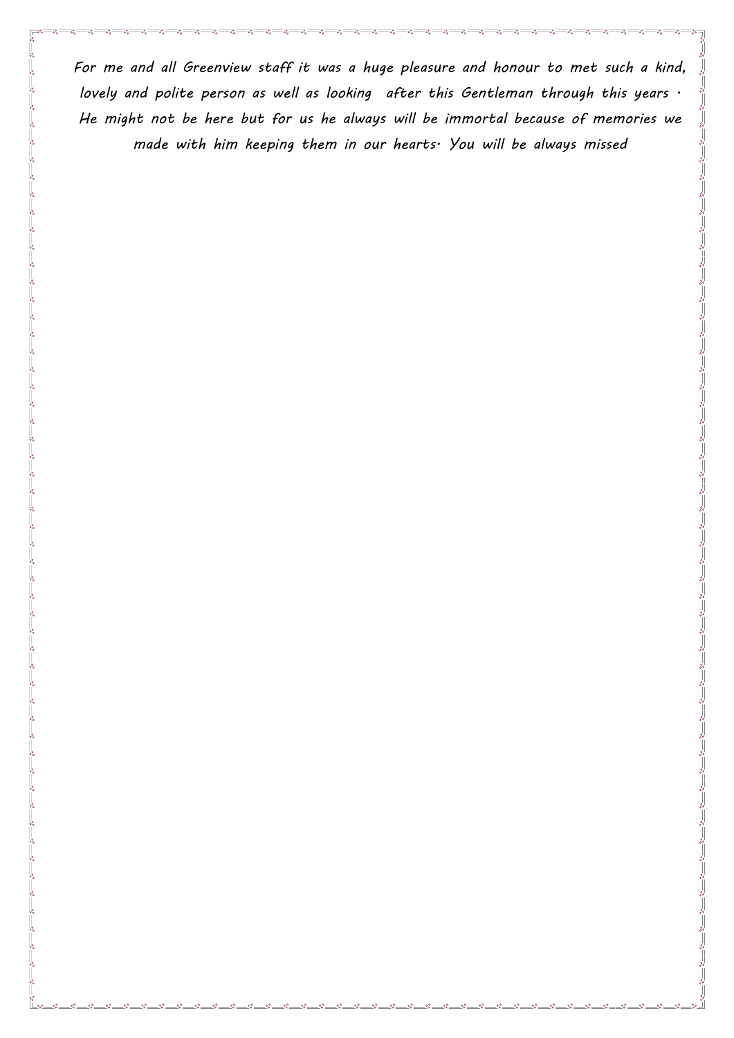*For me and all Greenview staff it was a huge pleasure and honour to met such a kind, lovely and polite person as well as looking after this Gentleman through this years . He might not be here but for us he always will be immortal because of memories we made with him keeping them in our hearts. You will be always missed*